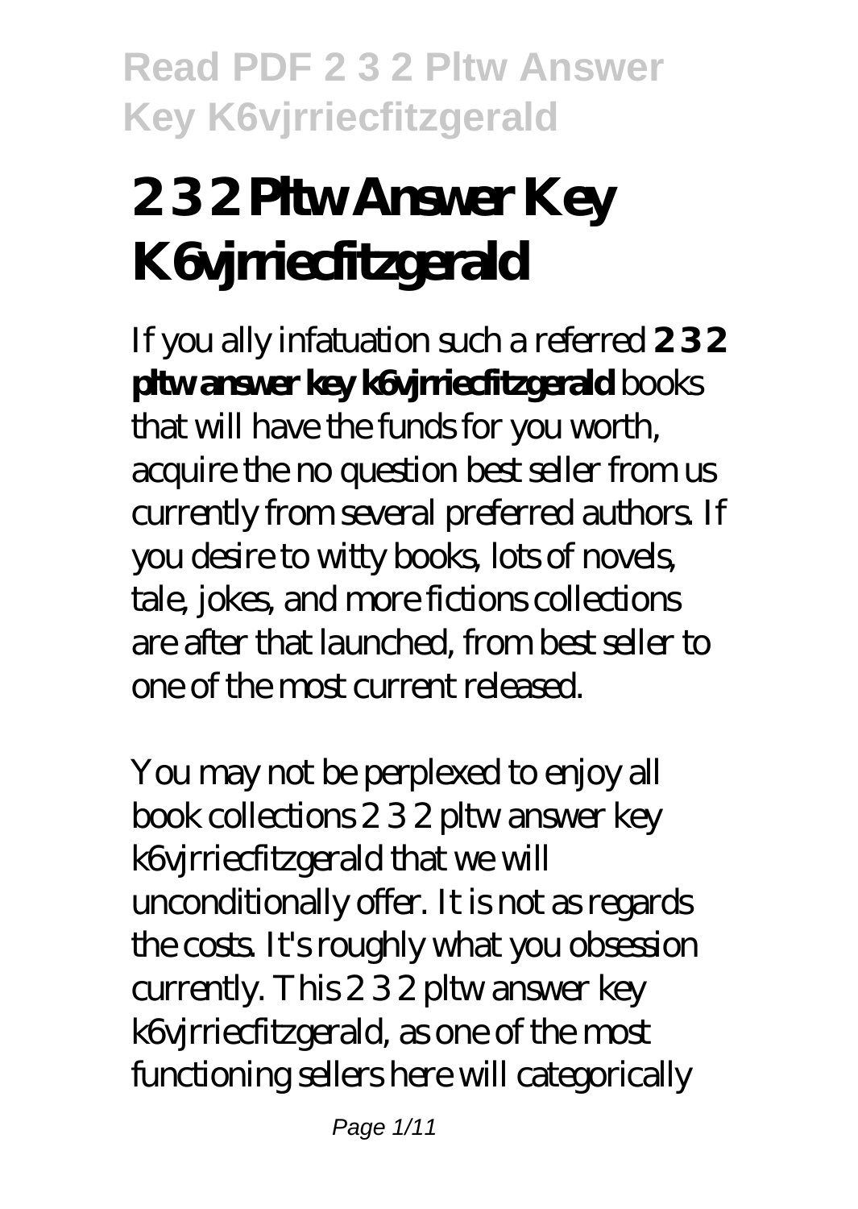# 2 3 2 Pltw Answer Key K6vjrriecfitzgerald

If you ally infatuation such a referred **2 3 2 pltw answer key k6vjrriecfitzgerald** books that will have the funds for you worth, acquire the no question best seller from us currently from several preferred authors. If you desire to witty books, lots of novels, tale, jokes, and more fictions collections are after that launched, from best seller to one of the most current released.

You may not be perplexed to enjoy all book collections 2 3 2 pltw answer key k6vjrriecfitzgerald that we will unconditionally offer. It is not as regards the costs. It's roughly what you obsession currently. This 2 3 2 pltw answer key k6vjrriecfitzgerald, as one of the most functioning sellers here will categorically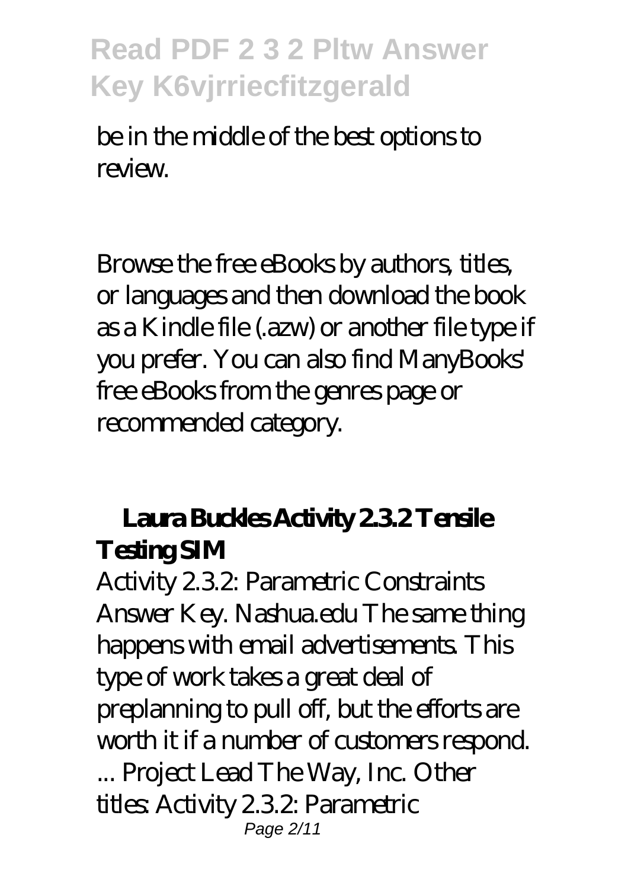be in the middle of the best options to review.

Browse the free eBooks by authors, titles, or languages and then download the book as a Kindle file (.azw) or another file type if you prefer. You can also find ManyBooks' free eBooks from the genres page or recommended category.

## Laura Buckles Activity 2.3.2 Tensile Testing SIM

Activity 2.3.2: Parametric Constraints Answer Key. Nashua.edu The same thing happens with email advertisements. This type of work takes a great deal of preplanning to pull off, but the efforts are worth it if a number of customers respond. ... Project Lead The Way, Inc. Other titles: Activity 2.3.2: Parametric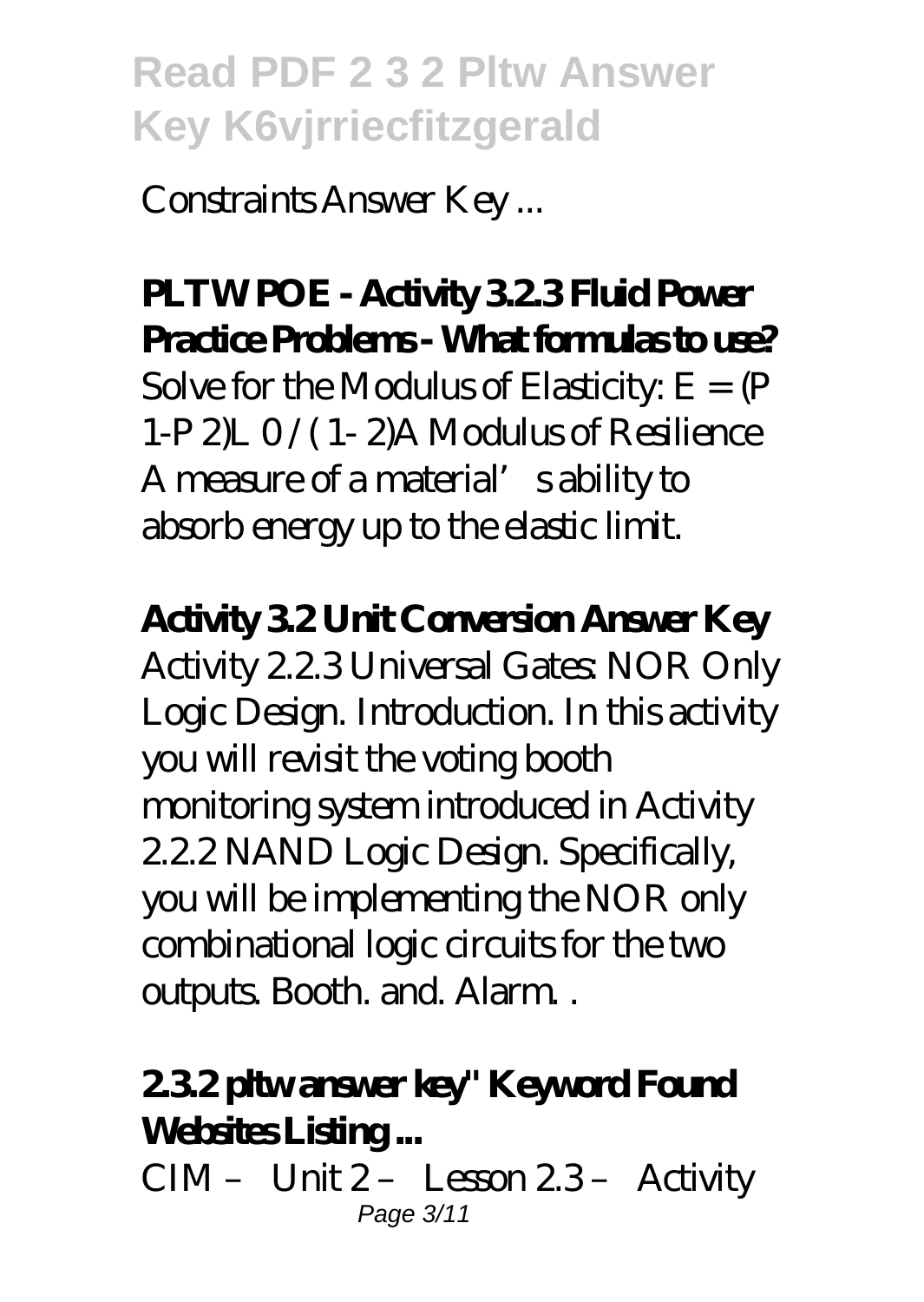Constraints Answer Key ...

**PLTW POE - Activity 3.2.3 Fluid Power Practice Problems - What formulas to use?**

Solve for the Modulus of Elasticity: E = (P 1-P 2)L 0 / ( 1- 2)A Modulus of Resilience A measure of a material's ability to absorb energy up to the elastic limit.

**Activity 3.2 Unit Conversion Answer Key**

Activity 2.2.3 Universal Gates: NOR Only Logic Design. Introduction. In this activity you will revisit the voting booth monitoring system introduced in Activity 2.2.2 NAND Logic Design. Specifically, you will be implementing the NOR only combinational logic circuits for the two outputs. Booth. and. Alarm. .

**2.3.2 pltw answer key" Keyword Found Websites Listing ...**

CIM – Unit 2 – Lesson 2.3 – Activity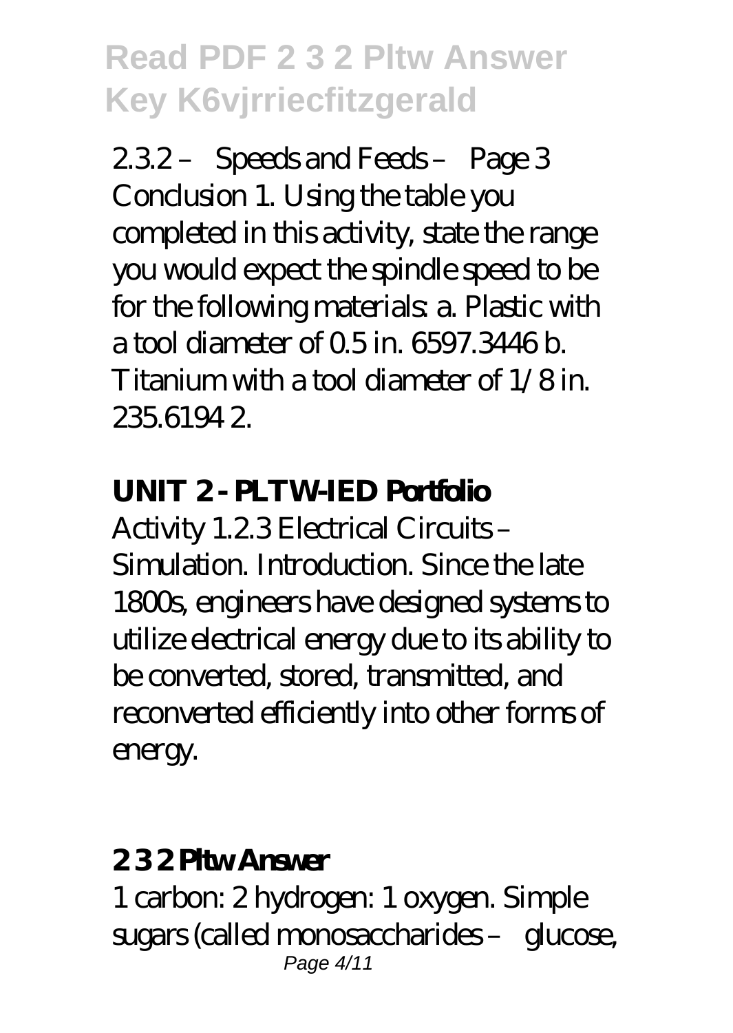2.3.2 – Speeds and Feeds – Page 3 Conclusion 1. Using the table you completed in this activity, state the range you would expect the spindle speed to be for the following materials: a. Plastic with a tool diameter of 0.5 in. 6597.3446 b. Titanium with a tool diameter of 1/8 in. 235.6194 2.

**UNIT 2 - PLTW-IED Portfolio**

Activity 1.2.3 Electrical Circuits – Simulation. Introduction. Since the late 1800s, engineers have designed systems to utilize electrical energy due to its ability to be converted, stored, transmitted, and reconverted efficiently into other forms of energy.

**2 3 2 Pltw Answer**

1 carbon: 2 hydrogen: 1 oxygen. Simple sugars (called monosaccharides – glucose,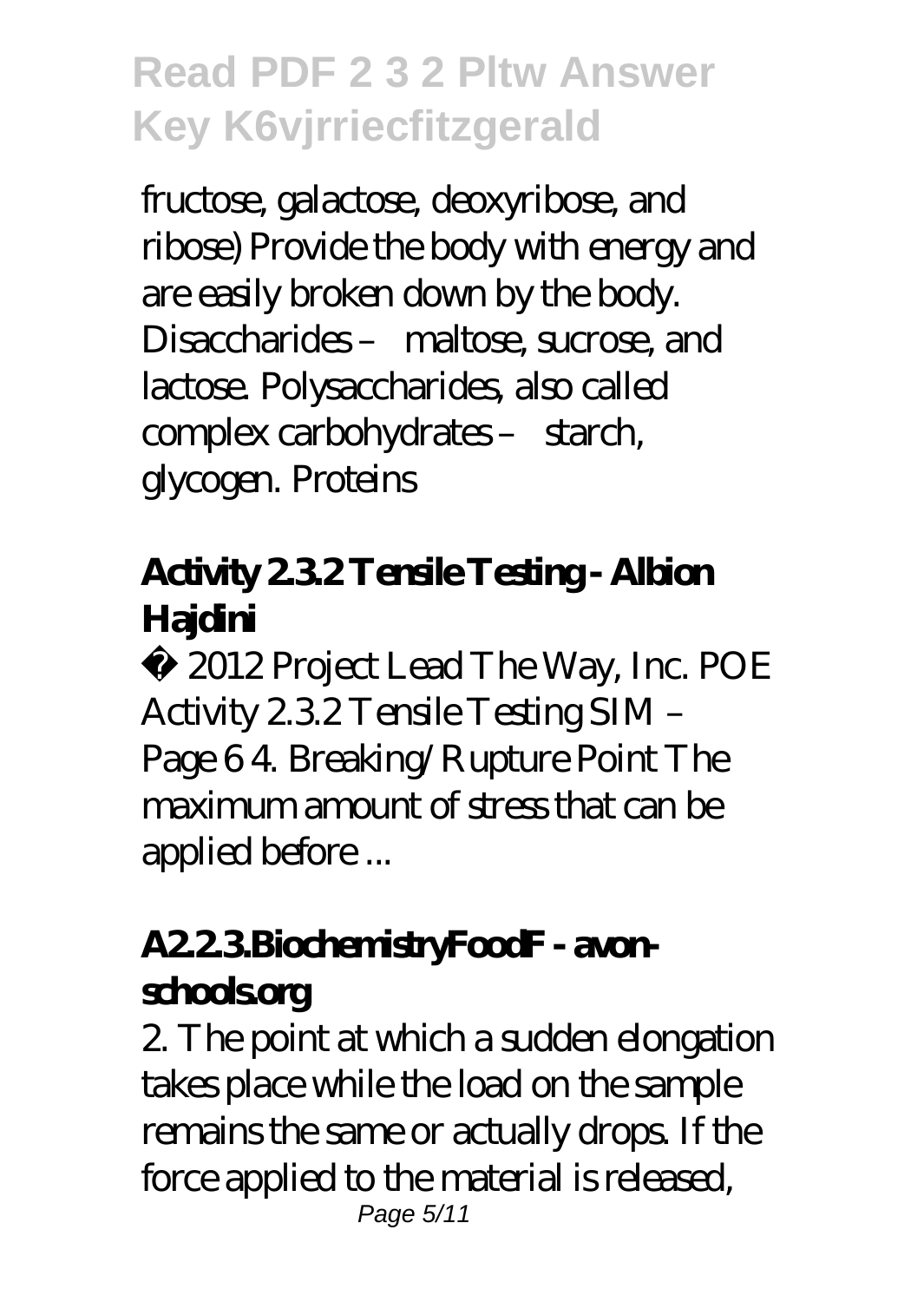fructose, galactose, deoxyribose, and ribose) Provide the body with energy and are easily broken down by the body. Disaccharides – maltose, sucrose, and lactose. Polysaccharides, also called complex carbohydrates – starch, glycogen. Proteins

### Activity 2.3.2 Tensile Testing - Albion Hajdini

© 2012 Project Lead The Way, Inc. POE Activity 2.3.2 Tensile Testing SIM – Page 6 4. Breaking/Rupture Point The maximum amount of stress that can be applied before ...

### A2.2.3.BiochemistryFoodF - avon-schools.org

2. The point at which a sudden elongation takes place while the load on the sample remains the same or actually drops. If the force applied to the material is released,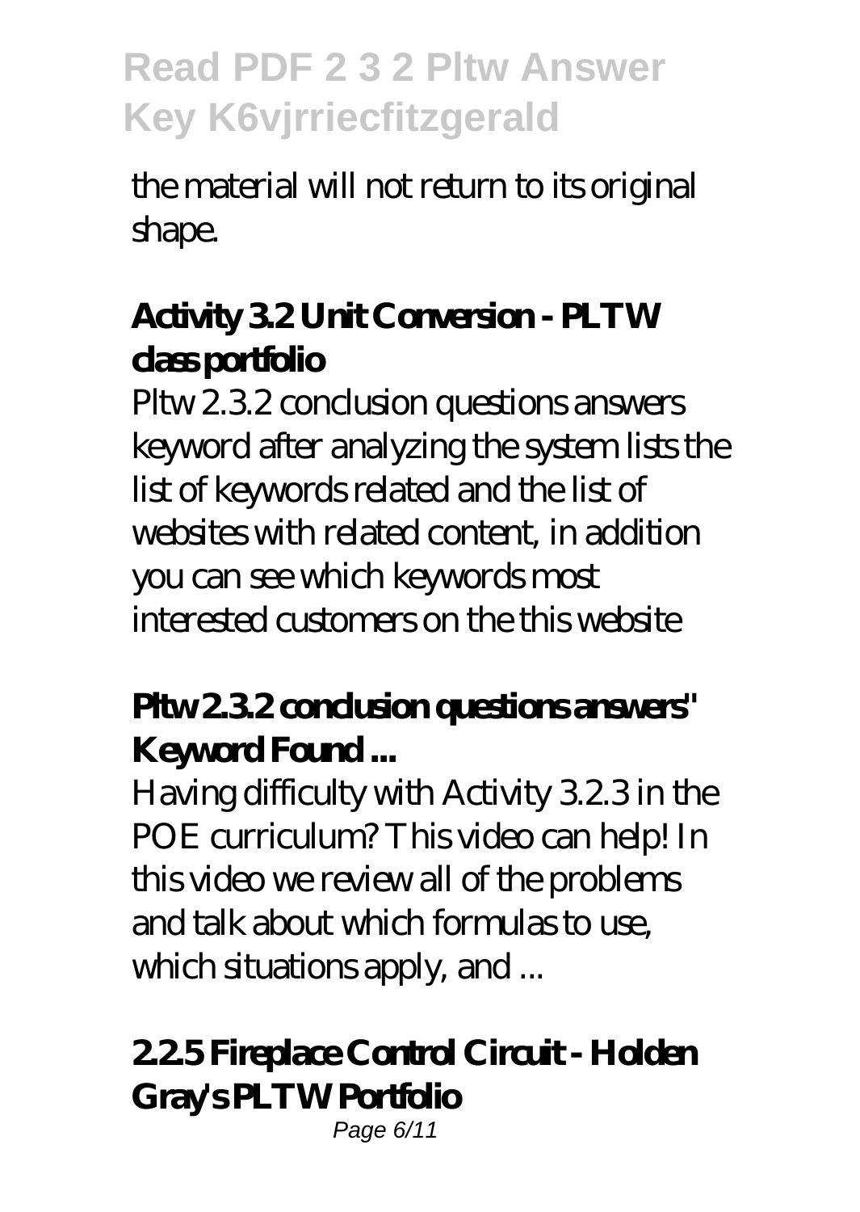the material will not return to its original shape.

### Activity 3.2 Unit Conversion - PLTW class portfolio

Pltw 2.3.2 conclusion questions answers keyword after analyzing the system lists the list of keywords related and the list of websites with related content, in addition you can see which keywords most interested customers on the this website

### Pltw 2.3.2 conclusion questions answers" Keyword Found ...

Having difficulty with Activity 3.2.3 in the POE curriculum? This video can help! In this video we review all of the problems and talk about which formulas to use, which situations apply, and ...

### 2.2.5 Fireplace Control Circuit - Holden Gray's PLTW Portfolio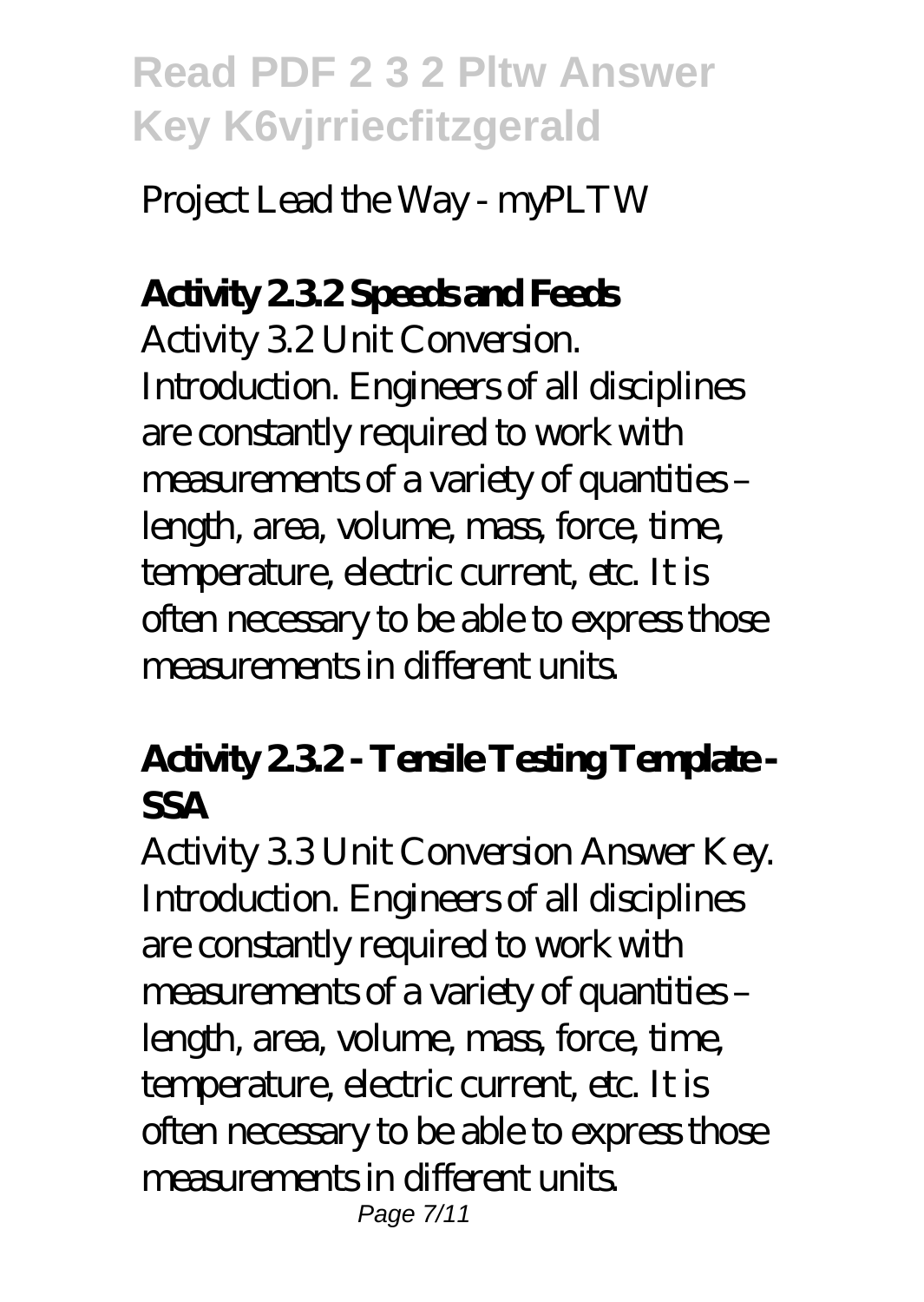Project Lead the Way - myPLTW

**Activity 2.3.2 Speeds and Feeds**

Activity 3.2 Unit Conversion. Introduction. Engineers of all disciplines are constantly required to work with measurements of a variety of quantities – length, area, volume, mass, force, time, temperature, electric current, etc. It is often necessary to be able to express those measurements in different units.

**Activity 2.3.2 - Tensile Testing Template - SSA**

Activity 3.3 Unit Conversion Answer Key. Introduction. Engineers of all disciplines are constantly required to work with measurements of a variety of quantities – length, area, volume, mass, force, time, temperature, electric current, etc. It is often necessary to be able to express those measurements in different units.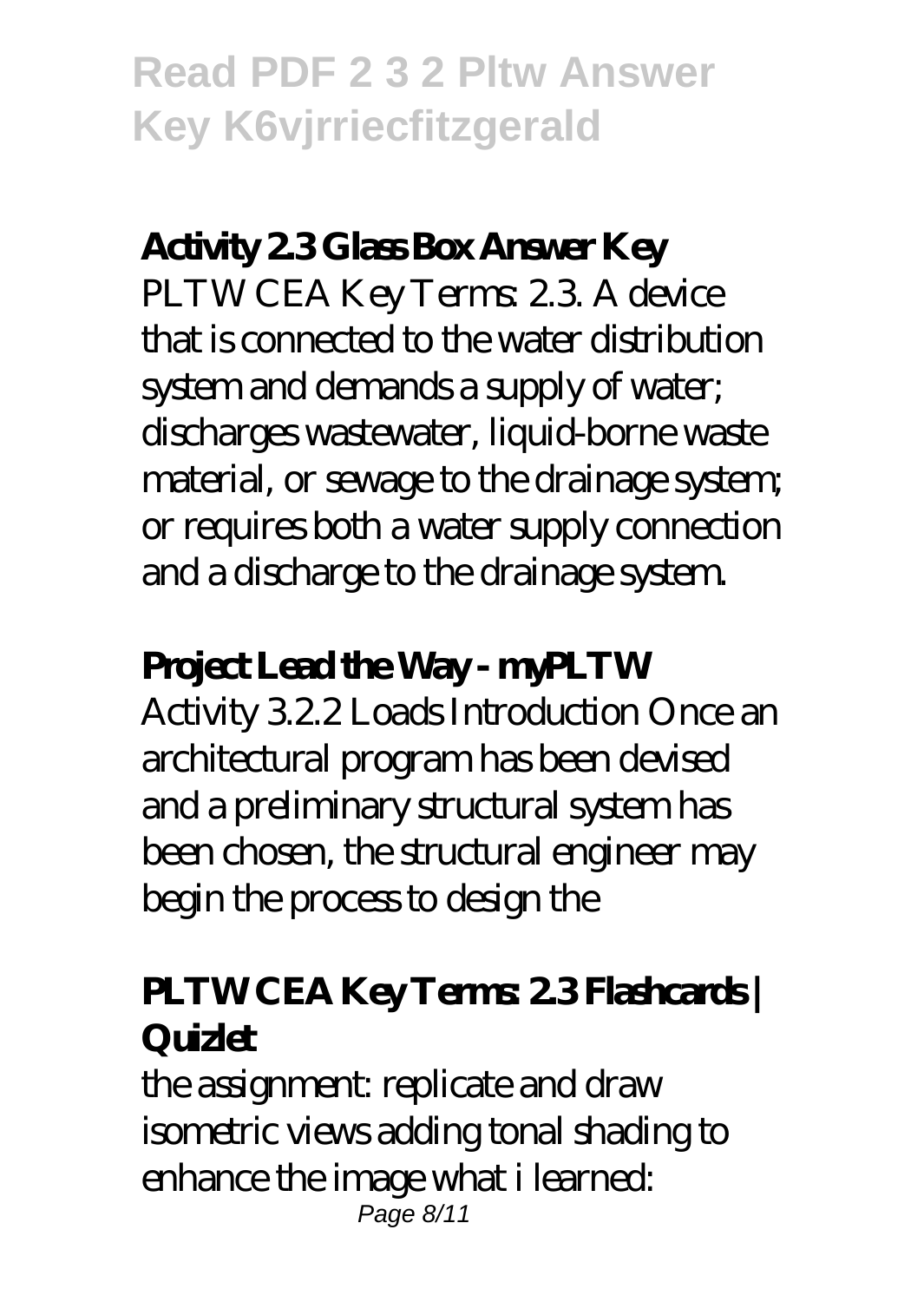## Activity 2.3 Glass Box Answer Key

PLTW CEA Key Terms: 2.3. A device that is connected to the water distribution system and demands a supply of water; discharges wastewater, liquid-borne waste material, or sewage to the drainage system; or requires both a water supply connection and a discharge to the drainage system.

## Project Lead the Way - myPLTW

Activity 3.2.2 Loads Introduction Once an architectural program has been devised and a preliminary structural system has been chosen, the structural engineer may begin the process to design the

## PLTW CEA Key Terms: 2.3 Flashcards | Quizlet

the assignment: replicate and draw isometric views adding tonal shading to enhance the image what i learned: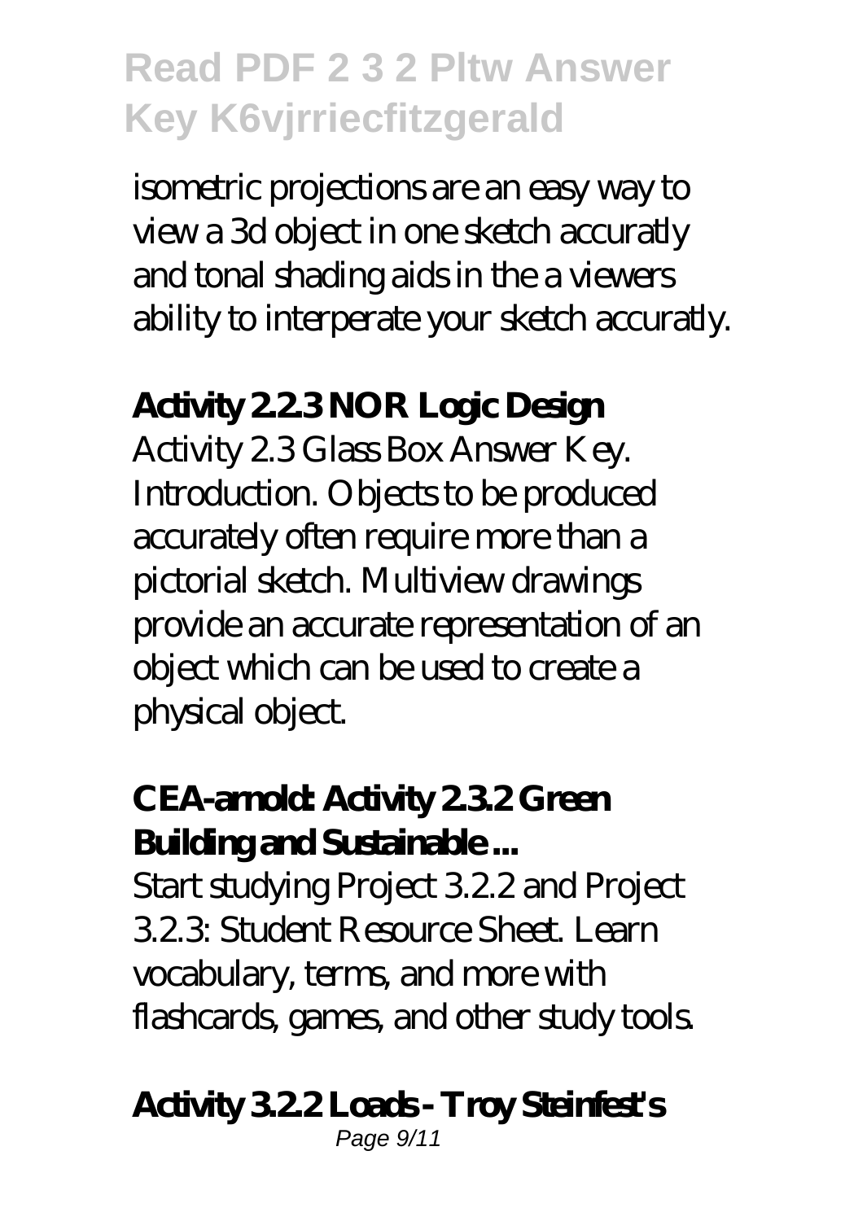isometric projections are an easy way to view a 3d object in one sketch accuratly and tonal shading aids in the a viewers ability to interperate your sketch accuratly.

**Activity 2.2.3 NOR Logic Design**

Activity 2.3 Glass Box Answer Key. Introduction. Objects to be produced accurately often require more than a pictorial sketch. Multiview drawings provide an accurate representation of an object which can be used to create a physical object.

**CEA-arnold: Activity 2.3.2 Green Building and Sustainable ...**

Start studying Project 3.2.2 and Project 3.2.3: Student Resource Sheet. Learn vocabulary, terms, and more with flashcards, games, and other study tools.

**Activity 3.2.2 Loads - Troy Steinfest's**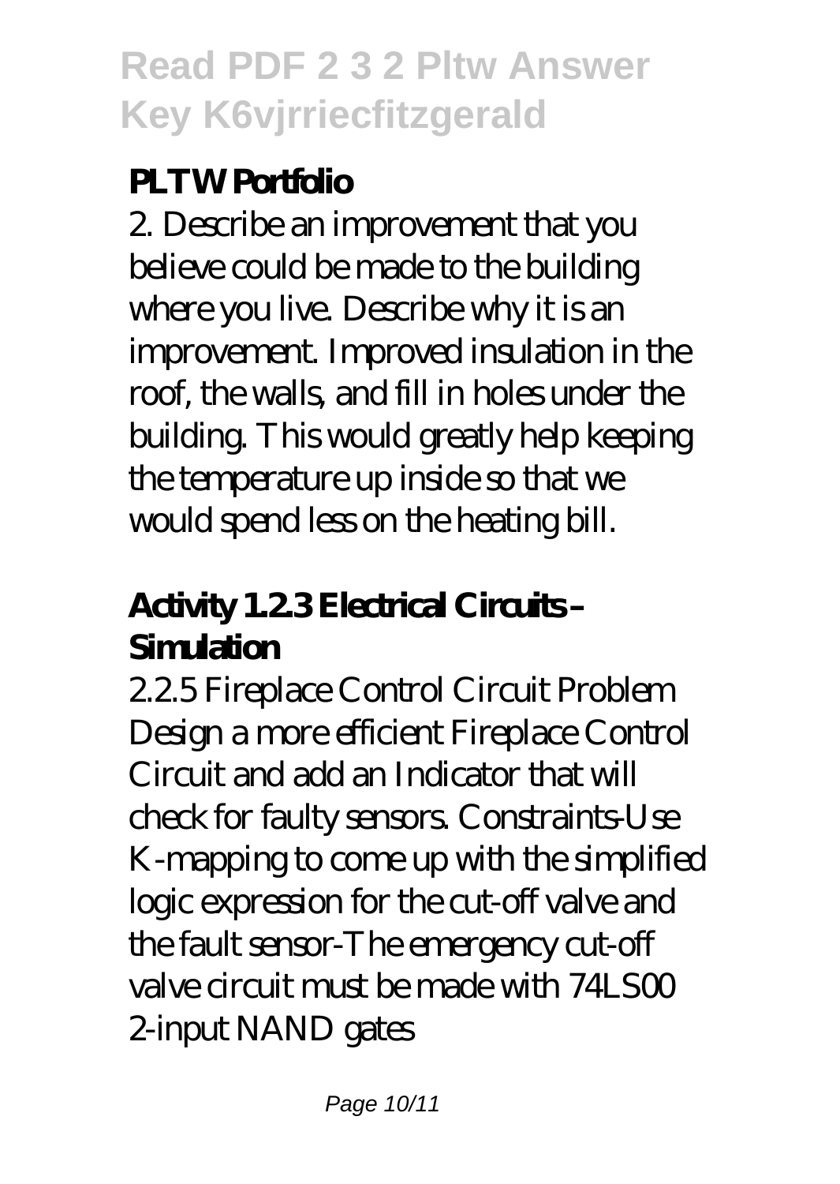## PLTW Portfolio

2. Describe an improvement that you believe could be made to the building where you live. Describe why it is an improvement. Improved insulation in the roof, the walls, and fill in holes under the building. This would greatly help keeping the temperature up inside so that we would spend less on the heating bill.

## Activity 1.2.3 Electrical Circuits – Simulation

2.2.5 Fireplace Control Circuit Problem Design a more efficient Fireplace Control Circuit and add an Indicator that will check for faulty sensors. Constraints-Use K-mapping to come up with the simplified logic expression for the cut-off valve and the fault sensor-The emergency cut-off valve circuit must be made with 74LS00 2-input NAND gates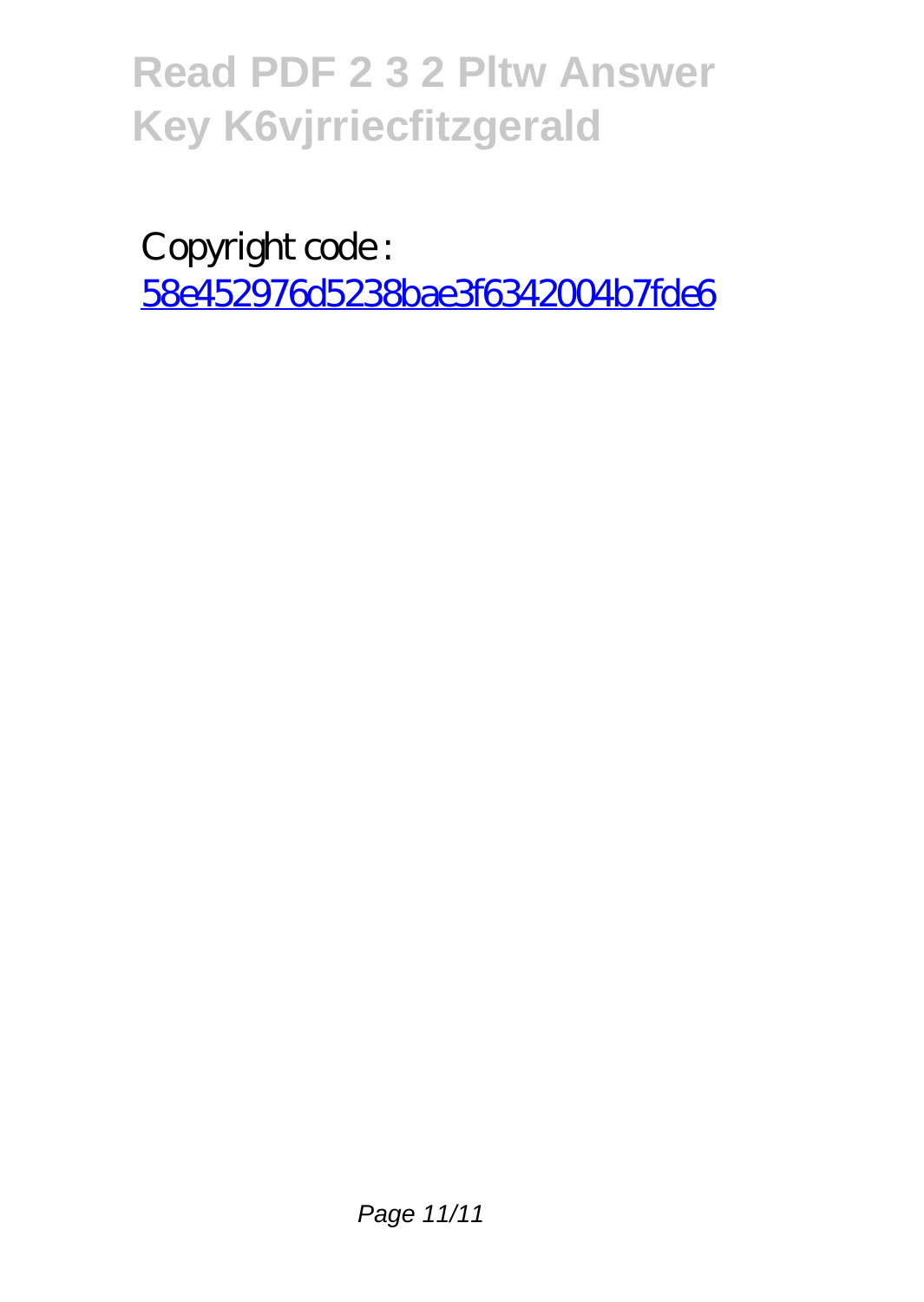Copyright code : 58e452976d5238bae3f6342004b7fde6